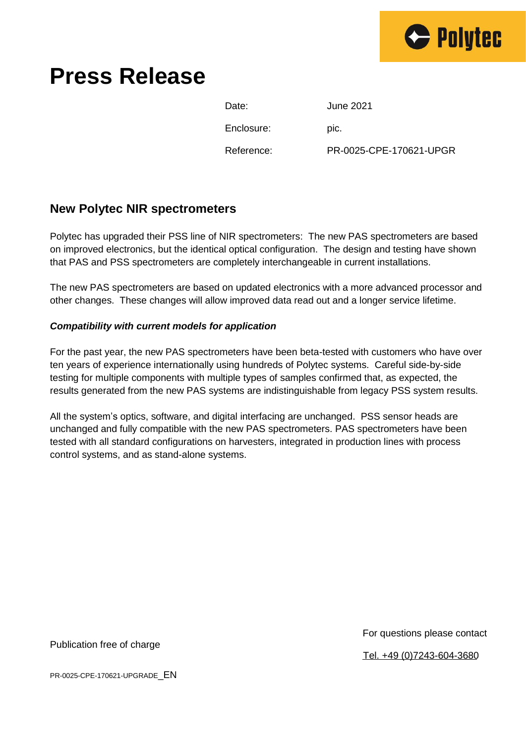# Press Release

| | |
|---|---|
| Date: | June 2021 |
| Enclosure: | pic. |
| Reference: | PR-0025-CPE-170621-UPGR |

## New Polytec NIR spectrometers

Polytec has upgraded their PSS line of NIR spectrometers: The new PAS spectrometers are based on improved electronics, but the identical optical configuration. The design and testing have shown that PAS and PSS spectrometers are completely interchangeable in current installations.

The new PAS spectrometers are based on updated electronics with a more advanced processor and other changes. These changes will allow improved data read out and a longer service lifetime.

***Compatibility with current models for application***

For the past year, the new PAS spectrometers have been beta-tested with customers who have over ten years of experience internationally using hundreds of Polytec systems. Careful side-by-side testing for multiple components with multiple types of samples confirmed that, as expected, the results generated from the new PAS systems are indistinguishable from legacy PSS system results.

All the system's optics, software, and digital interfacing are unchanged. PSS sensor heads are unchanged and fully compatible with the new PAS spectrometers. PAS spectrometers have been tested with all standard configurations on harvesters, integrated in production lines with process control systems, and as stand-alone systems.

Publication free of charge

For questions please contact

Tel. +49 (0)7243-604-3680

PR-0025-CPE-170621-UPGRADE_EN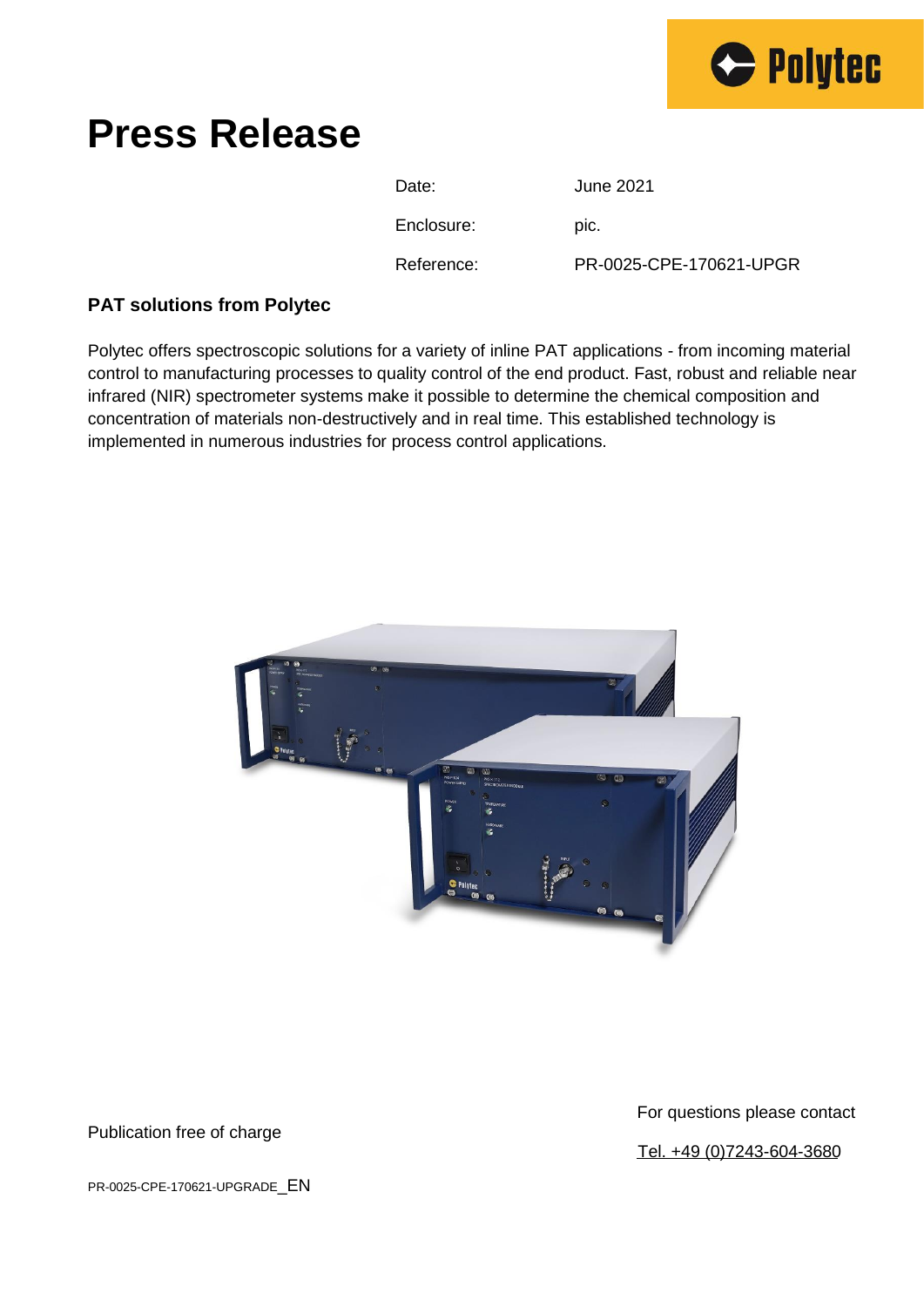# Press Release

| | |
|---|---|
| Date: | June 2021 |
| Enclosure: | pic. |
| Reference: | PR-0025-CPE-170621-UPGR |

**PAT solutions from Polytec**

Polytec offers spectroscopic solutions for a variety of inline PAT applications - from incoming material control to manufacturing processes to quality control of the end product. Fast, robust and reliable near infrared (NIR) spectrometer systems make it possible to determine the chemical composition and concentration of materials non-destructively and in real time. This established technology is implemented in numerous industries for process control applications.

Publication free of charge

For questions please contact

Tel. +49 (0)7243-604-3680

PR-0025-CPE-170621-UPGRADE_EN